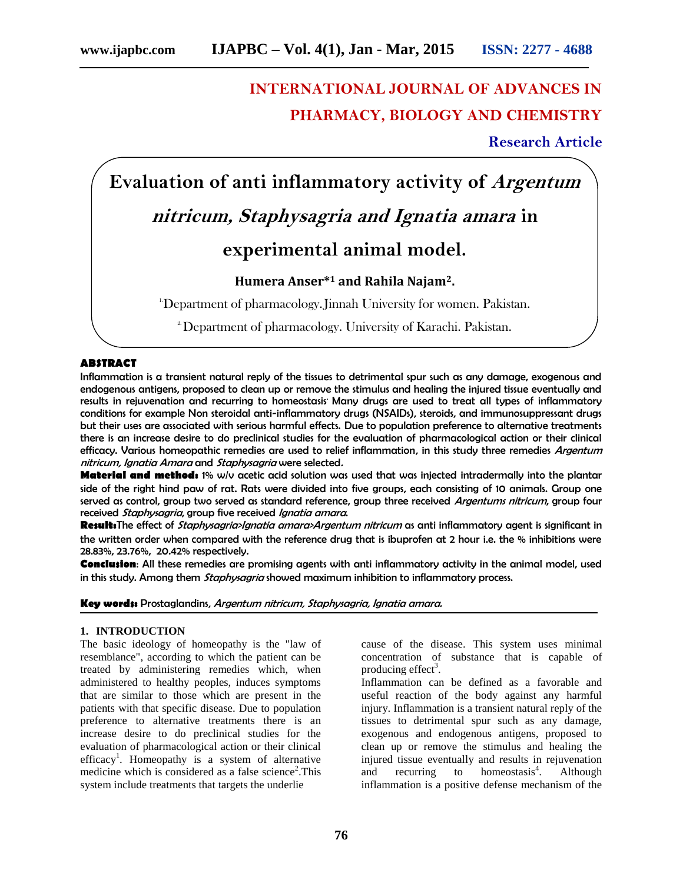INTERNATIONAL JOURNAL OF ADVANCES IN PHARMACY, BIOLOGY AND CHEMISTRY

**Research Article**

# Evaluation of anti inflammatory activity of *Argentum nitricum, Staphysagria and Ignatia amara* in experimental animal model.

**Humera Anser*[1] and Rahila Najam[2].**

[1.]Department of pharmacology.Jinnah University for women. Pakistan.

[2.] Department of pharmacology. University of Karachi. Pakistan.

## ABSTRACT

Inflammation is a transient natural reply of the tissues to detrimental spur such as any damage, exogenous and endogenous antigens, proposed to clean up or remove the stimulus and healing the injured tissue eventually and results in rejuvenation and recurring to homeostasis. Many drugs are used to treat all types of inflammatory conditions for example Non steroidal anti-inflammatory drugs (NSAIDs), steroids, and immunosuppressant drugs but their uses are associated with serious harmful effects. Due to population preference to alternative treatments there is an increase desire to do preclinical studies for the evaluation of pharmacological action or their clinical efficacy. Various homeopathic remedies are used to relief inflammation, in this study three remedies *Argentum nitricum, Ignatia Amara* and *Staphysagria* were selected.

**Material and method:** 1% w/v acetic acid solution was used that was injected intradermally into the plantar side of the right hind paw of rat. Rats were divided into five groups, each consisting of 10 animals. Group one served as control, group two served as standard reference, group three received *Argentums nitricum*, group four received *Staphysagria*, group five received *Ignatia amara.*

**Result:**The effect of *Staphysagria>Ignatia amara>Argentum nitricum* as anti inflammatory agent is significant in the written order when compared with the reference drug that is ibuprofen at 2 hour i.e. the % inhibitions were 28.83%, 23.76%, 20.42% respectively.

**Conclusion**: All these remedies are promising agents with anti inflammatory activity in the animal model, used in this study. Among them *Staphysagria* showed maximum inhibition to inflammatory process.

**Key words:** Prostaglandins, *Argentum nitricum, Staphysagria, Ignatia amara.*

## 1. INTRODUCTION

The basic ideology of homeopathy is the "law of resemblance", according to which the patient can be treated by administering remedies which, when administered to healthy peoples, induces symptoms that are similar to those which are present in the patients with that specific disease. Due to population preference to alternative treatments there is an increase desire to do preclinical studies for the evaluation of pharmacological action or their clinical efficacy[1]. Homeopathy is a system of alternative medicine which is considered as a false science[2].This system include treatments that targets the underlie cause of the disease. This system uses minimal concentration of substance that is capable of producing effect[3].

Inflammation can be defined as a favorable and useful reaction of the body against any harmful injury. Inflammation is a transient natural reply of the tissues to detrimental spur such as any damage, exogenous and endogenous antigens, proposed to clean up or remove the stimulus and healing the injured tissue eventually and results in rejuvenation and recurring to homeostasis[4]. Although inflammation is a positive defense mechanism of the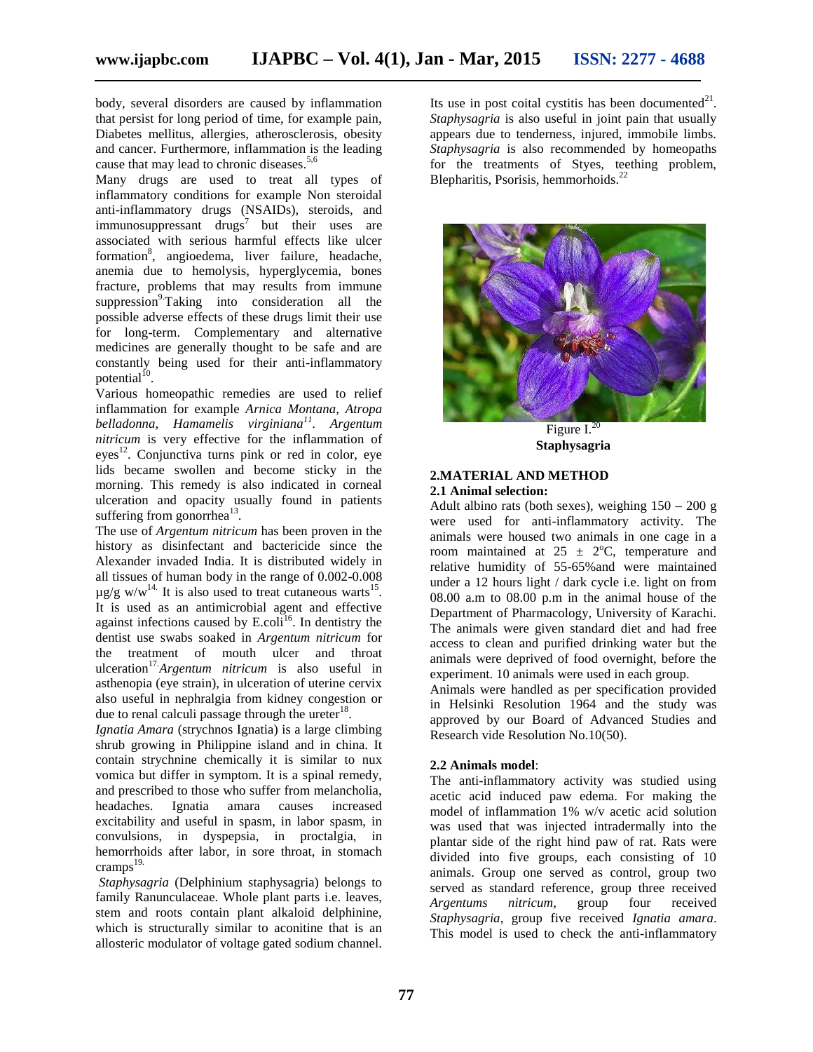body, several disorders are caused by inflammation that persist for long period of time, for example pain, Diabetes mellitus, allergies, atherosclerosis, obesity and cancer. Furthermore, inflammation is the leading cause that may lead to chronic diseases.[5,6]

Many drugs are used to treat all types of inflammatory conditions for example Non steroidal anti-inflammatory drugs (NSAIDs), steroids, and immunosuppressant drugs[7] but their uses are associated with serious harmful effects like ulcer formation[8], angioedema, liver failure, headache, anemia due to hemolysis, hyperglycemia, bones fracture, problems that may results from immune suppression[9].Taking into consideration all the possible adverse effects of these drugs limit their use for long-term. Complementary and alternative medicines are generally thought to be safe and are constantly being used for their anti-inflammatory potential[10].

Various homeopathic remedies are used to relief inflammation for example *Arnica Montana, Atropa belladonna, Hamamelis virginiana*[11]. *Argentum nitricum* is very effective for the inflammation of eyes[12]. Conjunctiva turns pink or red in color, eye lids became swollen and become sticky in the morning. This remedy is also indicated in corneal ulceration and opacity usually found in patients suffering from gonorrhea[13].

The use of *Argentum nitricum* has been proven in the history as disinfectant and bactericide since the Alexander invaded India. It is distributed widely in all tissues of human body in the range of 0.002-0.008 µg/g w/w[14]. It is also used to treat cutaneous warts[15]. It is used as an antimicrobial agent and effective against infections caused by E.coli[16]. In dentistry the dentist use swabs soaked in *Argentum nitricum* for the treatment of mouth ulcer and throat ulceration[17].*Argentum nitricum* is also useful in asthenopia (eye strain), in ulceration of uterine cervix also useful in nephralgia from kidney congestion or due to renal calculi passage through the ureter[18].

*Ignatia Amara* (strychnos Ignatia) is a large climbing shrub growing in Philippine island and in china. It contain strychnine chemically it is similar to nux vomica but differ in symptom. It is a spinal remedy, and prescribed to those who suffer from melancholia, headaches. Ignatia amara causes increased excitability and useful in spasm, in labor spasm, in convulsions, in dyspepsia, in proctalgia, in hemorrhoids after labor, in sore throat, in stomach cramps[19].

*Staphysagria* (Delphinium staphysagria) belongs to family Ranunculaceae. Whole plant parts i.e. leaves, stem and roots contain plant alkaloid delphinine, which is structurally similar to aconitine that is an allosteric modulator of voltage gated sodium channel. Its use in post coital cystitis has been documented[21]. *Staphysagria* is also useful in joint pain that usually appears due to tenderness, injured, immobile limbs. *Staphysagria* is also recommended by homeopaths for the treatments of Styes, teething problem, Blepharitis, Psorisis, hemmorhoids.[22]

Figure I.[20]
**Staphysagria**

## 2.MATERIAL AND METHOD

### 2.1 Animal selection:

Adult albino rats (both sexes), weighing 150 – 200 g were used for anti-inflammatory activity. The animals were housed two animals in one cage in a room maintained at 25 ± 2°C, temperature and relative humidity of 55-65%and were maintained under a 12 hours light / dark cycle i.e. light on from 08.00 a.m to 08.00 p.m in the animal house of the Department of Pharmacology, University of Karachi. The animals were given standard diet and had free access to clean and purified drinking water but the animals were deprived of food overnight, before the experiment. 10 animals were used in each group.

Animals were handled as per specification provided in Helsinki Resolution 1964 and the study was approved by our Board of Advanced Studies and Research vide Resolution No.10(50).

### 2.2 Animals model:

The anti-inflammatory activity was studied using acetic acid induced paw edema. For making the model of inflammation 1% w/v acetic acid solution was used that was injected intradermally into the plantar side of the right hind paw of rat. Rats were divided into five groups, each consisting of 10 animals. Group one served as control, group two served as standard reference, group three received *Argentums nitricum,* group four received *Staphysagria*, group five received *Ignatia amara*. This model is used to check the anti-inflammatory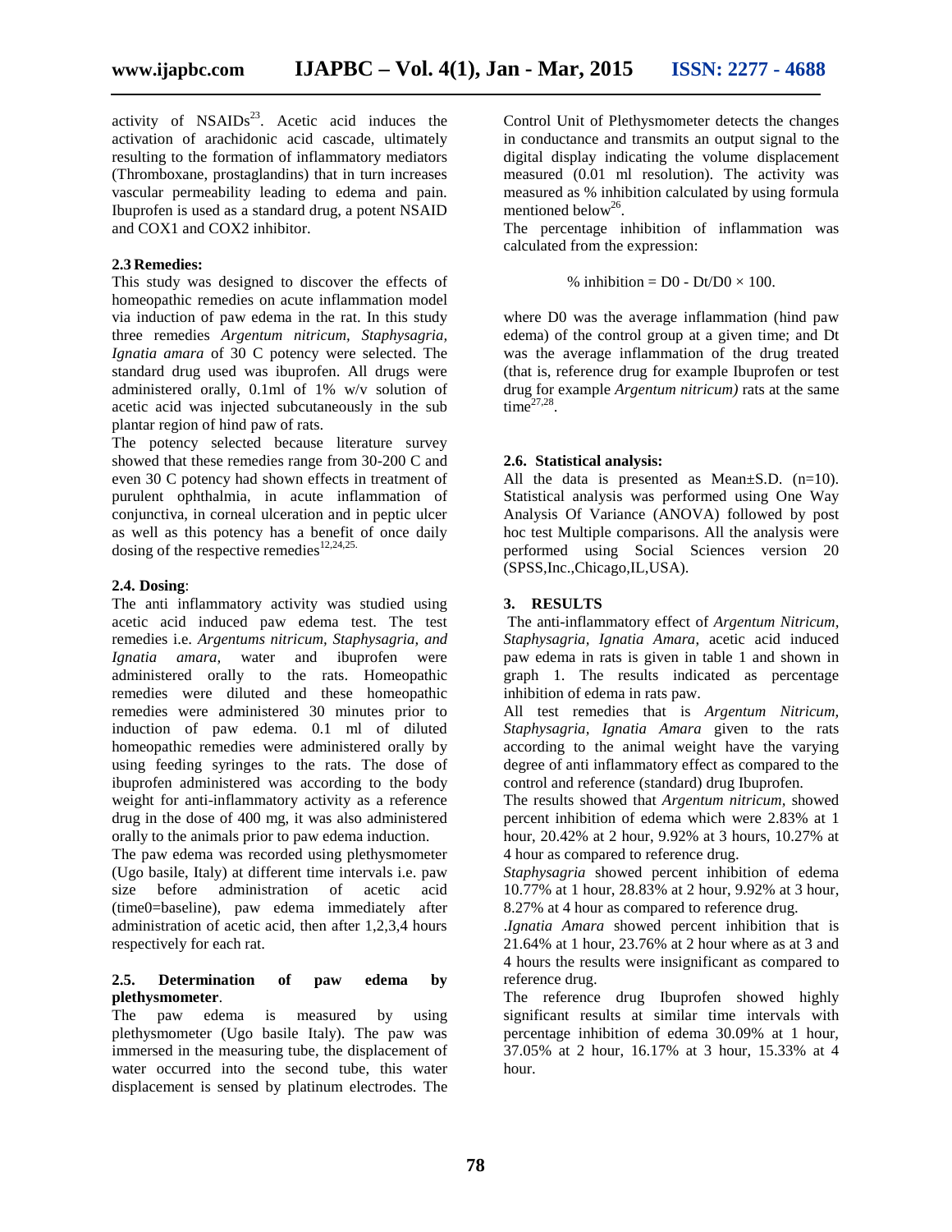activity of NSAIDs[23]. Acetic acid induces the activation of arachidonic acid cascade, ultimately resulting to the formation of inflammatory mediators (Thromboxane, prostaglandins) that in turn increases vascular permeability leading to edema and pain. Ibuprofen is used as a standard drug, a potent NSAID and COX1 and COX2 inhibitor.

### 2.3 Remedies:

This study was designed to discover the effects of homeopathic remedies on acute inflammation model via induction of paw edema in the rat. In this study three remedies *Argentum nitricum, Staphysagria, Ignatia amara* of 30 C potency were selected. The standard drug used was ibuprofen. All drugs were administered orally, 0.1ml of 1% w/v solution of acetic acid was injected subcutaneously in the sub plantar region of hind paw of rats.

The potency selected because literature survey showed that these remedies range from 30-200 C and even 30 C potency had shown effects in treatment of purulent ophthalmia, in acute inflammation of conjunctiva, in corneal ulceration and in peptic ulcer as well as this potency has a benefit of once daily dosing of the respective remedies[12,24,25].

### 2.4. Dosing:

The anti inflammatory activity was studied using acetic acid induced paw edema test. The test remedies i.e. *Argentums nitricum, Staphysagria, and Ignatia amara,* water and ibuprofen were administered orally to the rats. Homeopathic remedies were diluted and these homeopathic remedies were administered 30 minutes prior to induction of paw edema. 0.1 ml of diluted homeopathic remedies were administered orally by using feeding syringes to the rats. The dose of ibuprofen administered was according to the body weight for anti-inflammatory activity as a reference drug in the dose of 400 mg, it was also administered orally to the animals prior to paw edema induction.

The paw edema was recorded using plethysmometer (Ugo basile, Italy) at different time intervals i.e. paw size before administration of acetic acid (time0=baseline), paw edema immediately after administration of acetic acid, then after 1,2,3,4 hours respectively for each rat.

### 2.5. Determination of paw edema by plethysmometer.

The paw edema is measured by using plethysmometer (Ugo basile Italy). The paw was immersed in the measuring tube, the displacement of water occurred into the second tube, this water displacement is sensed by platinum electrodes. The Control Unit of Plethysmometer detects the changes in conductance and transmits an output signal to the digital display indicating the volume displacement measured (0.01 ml resolution). The activity was measured as % inhibition calculated by using formula mentioned below[26].

The percentage inhibition of inflammation was calculated from the expression:

$$\% \text{ inhibition} = D0 - Dt/D0 \times 100.$$

where D0 was the average inflammation (hind paw edema) of the control group at a given time; and Dt was the average inflammation of the drug treated (that is, reference drug for example Ibuprofen or test drug for example *Argentum nitricum)* rats at the same time[27,28].

### 2.6. Statistical analysis:

All the data is presented as Mean±S.D. (n=10). Statistical analysis was performed using One Way Analysis Of Variance (ANOVA) followed by post hoc test Multiple comparisons. All the analysis were performed using Social Sciences version 20 (SPSS,Inc.,Chicago,IL,USA).

## 3. RESULTS

The anti-inflammatory effect of *Argentum Nitricum, Staphysagria, Ignatia Amara*, acetic acid induced paw edema in rats is given in table 1 and shown in graph 1. The results indicated as percentage inhibition of edema in rats paw.

All test remedies that is *Argentum Nitricum, Staphysagria, Ignatia Amara* given to the rats according to the animal weight have the varying degree of anti inflammatory effect as compared to the control and reference (standard) drug Ibuprofen.

The results showed that *Argentum nitricum*, showed percent inhibition of edema which were 2.83% at 1 hour, 20.42% at 2 hour, 9.92% at 3 hours, 10.27% at 4 hour as compared to reference drug.

*Staphysagria* showed percent inhibition of edema 10.77% at 1 hour, 28.83% at 2 hour, 9.92% at 3 hour, 8.27% at 4 hour as compared to reference drug.

.*Ignatia Amara* showed percent inhibition that is 21.64% at 1 hour, 23.76% at 2 hour where as at 3 and 4 hours the results were insignificant as compared to reference drug.

The reference drug Ibuprofen showed highly significant results at similar time intervals with percentage inhibition of edema 30.09% at 1 hour, 37.05% at 2 hour, 16.17% at 3 hour, 15.33% at 4 hour.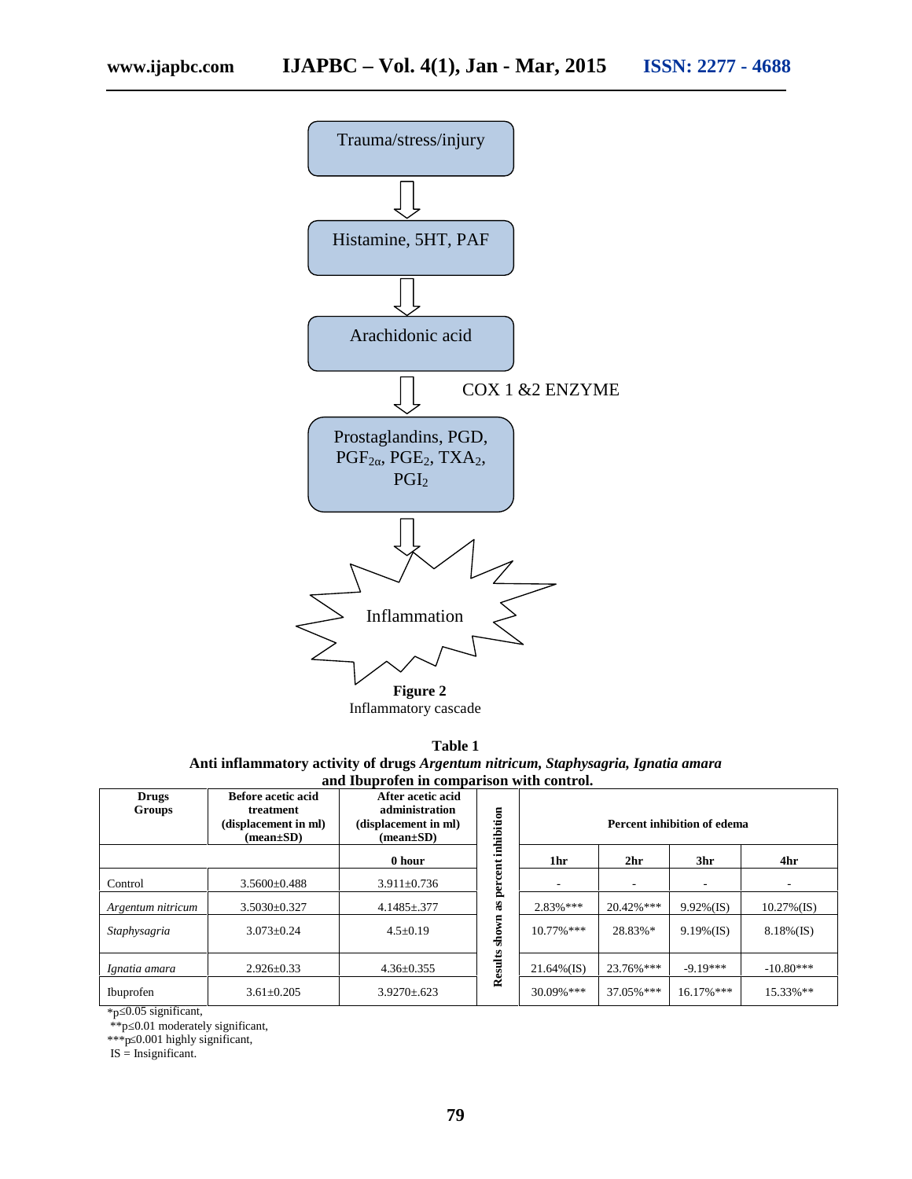Trauma/stress/injury

↓

Histamine, 5HT, PAF

↓

Arachidonic acid

↓ COX 1 &2 ENZYME

Prostaglandins, PGD, $PGF_{2\alpha}$, $PGE_2$, $TXA_2$, $PGI_2$

↓

Inflammation

**Figure 2**
Inflammatory cascade

**Table 1**
**Anti inflammatory activity of drugs *Argentum nitricum, Staphysagria, Ignatia amara* and Ibuprofen in comparison with control.**

| Drugs Groups | Before acetic acid treatment (displacement in ml) (mean±SD) | After acetic acid administration (displacement in ml) (mean±SD) | Results shown as percent inhibition | Percent inhibition of edema | | | |
|---|---|---|---|---|---|---|---|
| | | 0 hour | | 1hr | 2hr | 3hr | 4hr |
| Control | 3.5600±0.488 | 3.911±0.736 | | - | - | - | - |
| *Argentum nitricum* | 3.5030±0.327 | 4.1485±.377 | | 2.83%*** | 20.42%*** | 9.92%(IS) | 10.27%(IS) |
| *Staphysagria* | 3.073±0.24 | 4.5±0.19 | | 10.77%*** | 28.83%* | 9.19%(IS) | 8.18%(IS) |
| *Ignatia amara* | 2.926±0.33 | 4.36±0.355 | | 21.64%(IS) | 23.76%*** | -9.19*** | -10.80*** |
| Ibuprofen | 3.61±0.205 | 3.9270±.623 | | 30.09%*** | 37.05%*** | 16.17%*** | 15.33%** |

*p≤0.05 significant,
**p≤0.01 moderately significant,
***p≤0.001 highly significant,
IS = Insignificant.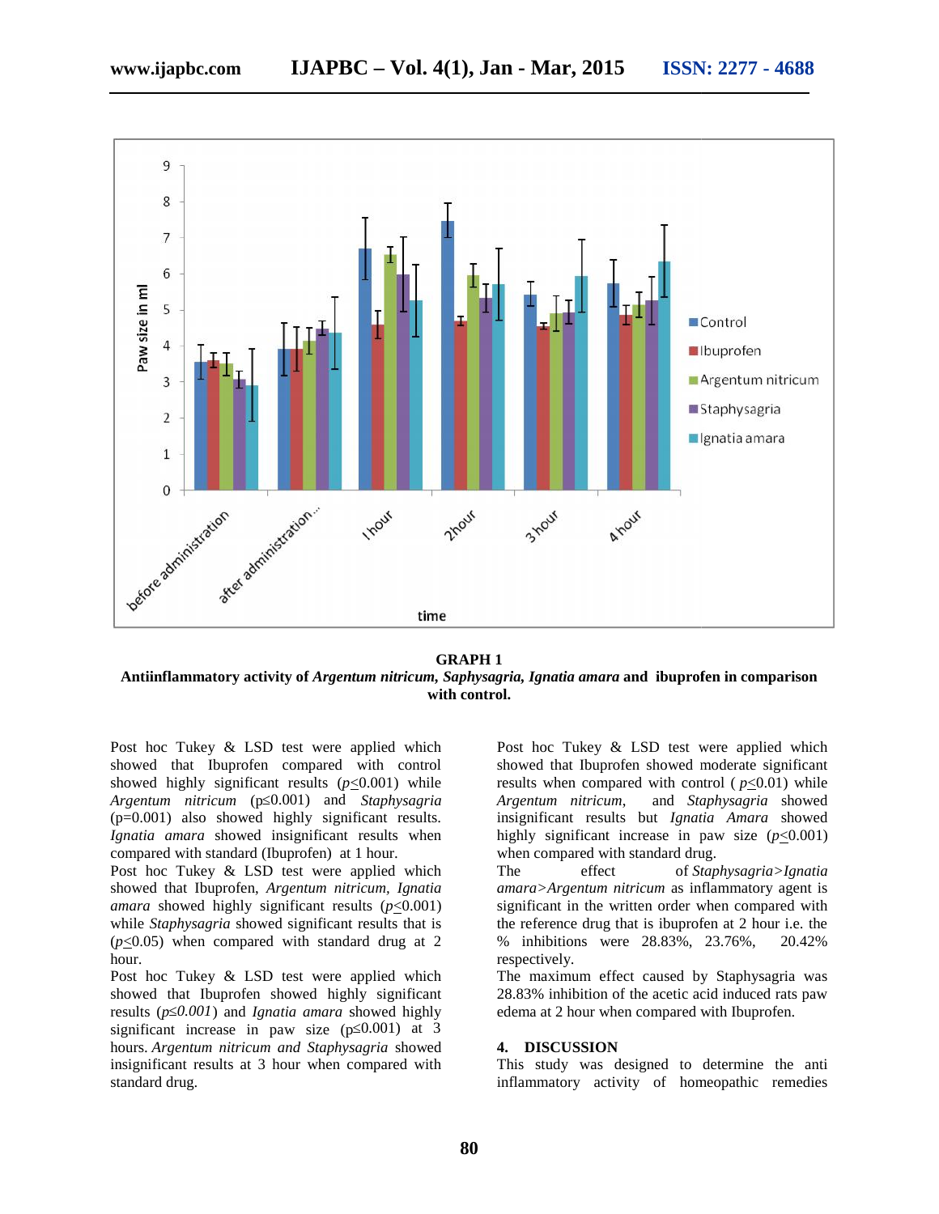**GRAPH 1**

**Antiinflammatory activity of *Argentum nitricum, Saphysagria, Ignatia amara* and ibuprofen in comparison with control.**

Post hoc Tukey & LSD test were applied which showed that Ibuprofen compared with control showed highly significant results ($p \leq 0.001$) while *Argentum nitricum* ($p \leq 0.001$) and *Staphysagria* ($p = 0.001$) also showed highly significant results. *Ignatia amara* showed insignificant results when compared with standard (Ibuprofen) at 1 hour.

Post hoc Tukey & LSD test were applied which showed that Ibuprofen, *Argentum nitricum, Ignatia amara* showed highly significant results ($p \leq 0.001$) while *Staphysagria* showed significant results that is ($p \leq 0.05$) when compared with standard drug at 2 hour.

Post hoc Tukey & LSD test were applied which showed that Ibuprofen showed highly significant results ($p \leq 0.001$) and *Ignatia amara* showed highly significant increase in paw size ($p \leq 0.001$) at 3 hours. *Argentum nitricum and Staphysagria* showed insignificant results at 3 hour when compared with standard drug.

Post hoc Tukey & LSD test were applied which showed that Ibuprofen showed moderate significant results when compared with control ($p \leq 0.01$) while *Argentum nitricum*, and *Staphysagria* showed insignificant results but *Ignatia Amara* showed highly significant increase in paw size ($p \leq 0.001$) when compared with standard drug.

The effect of *Staphysagria>Ignatia amara>Argentum nitricum* as inflammatory agent is significant in the written order when compared with the reference drug that is ibuprofen at 2 hour i.e. the % inhibitions were 28.83%, 23.76%, 20.42% respectively.

The maximum effect caused by Staphysagria was 28.83% inhibition of the acetic acid induced rats paw edema at 2 hour when compared with Ibuprofen.

## 4. DISCUSSION

This study was designed to determine the anti inflammatory activity of homeopathic remedies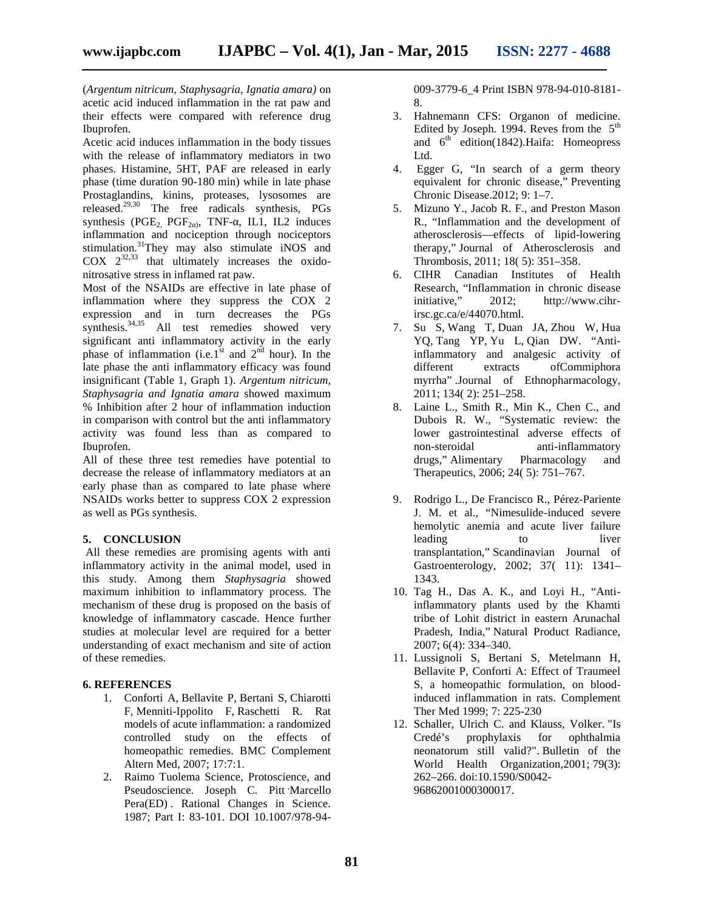(*Argentum nitricum, Staphysagria, Ignatia amara)* on acetic acid induced inflammation in the rat paw and their effects were compared with reference drug Ibuprofen.

Acetic acid induces inflammation in the body tissues with the release of inflammatory mediators in two phases. Histamine, 5HT, PAF are released in early phase (time duration 90-180 min) while in late phase Prostaglandins, kinins, proteases, lysosomes are released.[29,30] The free radicals synthesis, PGs synthesis ($PGE_2$, $PGF_{2\alpha}$), TNF-α, IL1, IL2 induces inflammation and nociception through nociceptors stimulation.[31] They may also stimulate iNOS and COX 2[32,33] that ultimately increases the oxido-nitrosative stress in inflamed rat paw.

Most of the NSAIDs are effective in late phase of inflammation where they suppress the COX 2 expression and in turn decreases the PGs synthesis.[34,35] All test remedies showed very significant anti inflammatory activity in the early phase of inflammation (i.e.1st and 2nd hour). In the late phase the anti inflammatory efficacy was found insignificant (Table 1, Graph 1). *Argentum nitricum, Staphysagria and Ignatia amara* showed maximum % Inhibition after 2 hour of inflammation induction in comparison with control but the anti inflammatory activity was found less than as compared to Ibuprofen.

All of these three test remedies have potential to decrease the release of inflammatory mediators at an early phase than as compared to late phase where NSAIDs works better to suppress COX 2 expression as well as PGs synthesis.

## 5. CONCLUSION

All these remedies are promising agents with anti inflammatory activity in the animal model, used in this study. Among them *Staphysagria* showed maximum inhibition to inflammatory process. The mechanism of these drug is proposed on the basis of knowledge of inflammatory cascade. Hence further studies at molecular level are required for a better understanding of exact mechanism and site of action of these remedies.

## 6. REFERENCES

1. Conforti A, Bellavite P, Bertani S, Chiarotti F, Menniti-Ippolito F, Raschetti R. Rat models of acute inflammation: a randomized controlled study on the effects of homeopathic remedies. BMC Complement Altern Med, 2007; 17:7:1.
2. Raimo Tuolema Science, Protoscience, and Pseudoscience. Joseph C. Pitt, Marcello Pera(ED) . Rational Changes in Science. 1987; Part I: 83-101. DOI 10.1007/978-94-009-3779-6_4 Print ISBN 978-94-010-8181-8.
3. Hahnemann CFS: Organon of medicine. Edited by Joseph. 1994. Reves from the 5th and 6th edition(1842).Haifa: Homeopress Ltd.
4. Egger G, "In search of a germ theory equivalent for chronic disease," Preventing Chronic Disease.2012; 9: 1–7.
5. Mizuno Y., Jacob R. F., and Preston Mason R., "Inflammation and the development of atherosclerosis—effects of lipid-lowering therapy," Journal of Atherosclerosis and Thrombosis, 2011; 18( 5): 351–358.
6. CIHR Canadian Institutes of Health Research, "Inflammation in chronic disease initiative," 2012; http://www.cihr-irsc.gc.ca/e/44070.html.
7. Su S, Wang T, Duan JA, Zhou W, Hua YQ, Tang YP, Yu L, Qian DW. "Anti-inflammatory and analgesic activity of different extracts ofCommiphora myrrha" .Journal of Ethnopharmacology, 2011; 134( 2): 251–258.
8. Laine L., Smith R., Min K., Chen C., and Dubois R. W., "Systematic review: the lower gastrointestinal adverse effects of non-steroidal anti-inflammatory drugs," Alimentary Pharmacology and Therapeutics, 2006; 24( 5): 751–767.
9. Rodrigo L., De Francisco R., Pérez-Pariente J. M. et al., "Nimesulide-induced severe hemolytic anemia and acute liver failure leading to liver transplantation," Scandinavian Journal of Gastroenterology, 2002; 37( 11): 1341–1343.
10. Tag H., Das A. K., and Loyi H., "Anti-inflammatory plants used by the Khamti tribe of Lohit district in eastern Arunachal Pradesh, India," Natural Product Radiance, 2007; 6(4): 334–340.
11. Lussignoli S, Bertani S, Metelmann H, Bellavite P, Conforti A: Effect of Traumeel S, a homeopathic formulation, on blood-induced inflammation in rats. Complement Ther Med 1999; 7: 225-230
12. Schaller, Ulrich C. and Klauss, Volker. "Is Credé's prophylaxis for ophthalmia neonatorum still valid?". Bulletin of the World Health Organization,2001; 79(3): 262–266. doi:10.1590/S0042-96862001000300017.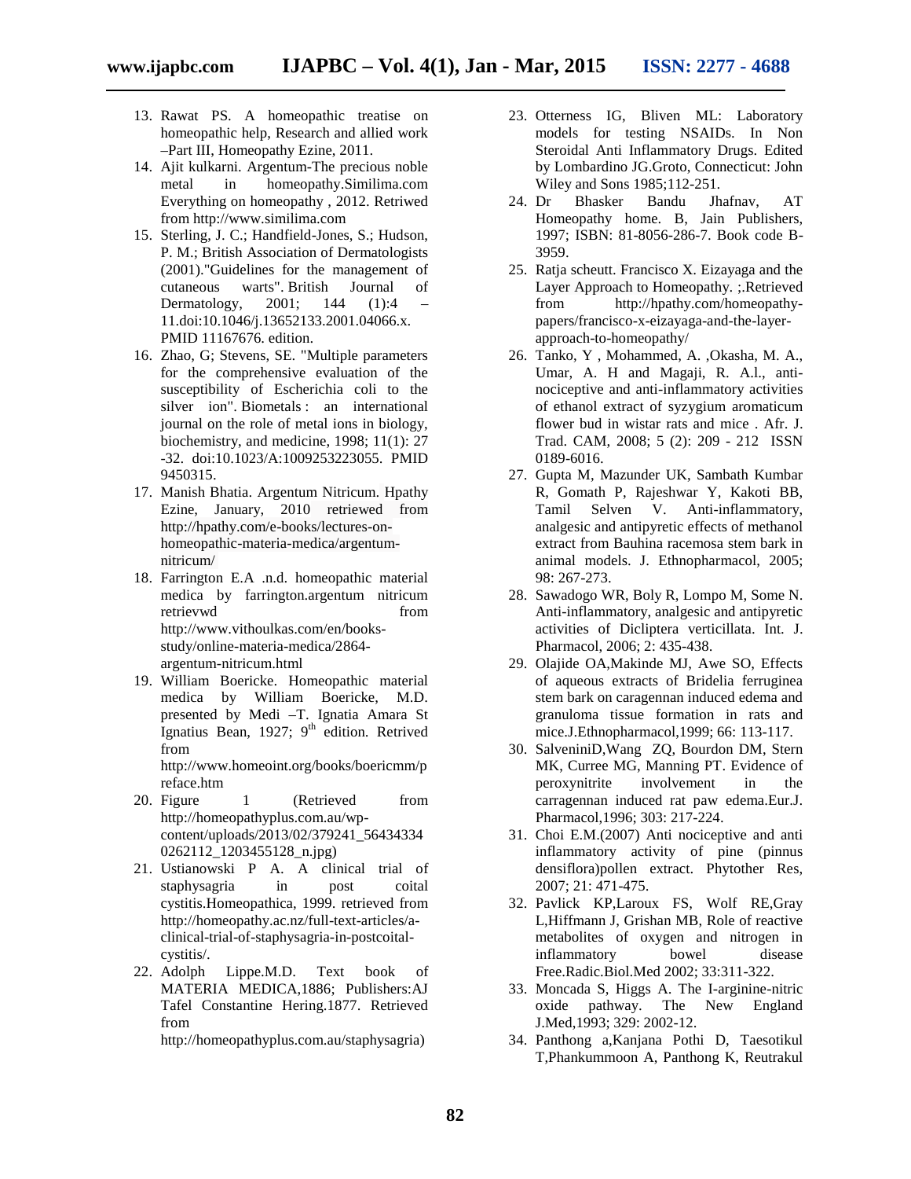13. Rawat PS. A homeopathic treatise on homeopathic help, Research and allied work –Part III, Homeopathy Ezine, 2011.
14. Ajit kulkarni. Argentum-The precious noble metal in homeopathy.Similima.com Everything on homeopathy , 2012. Retriwed from http://www.similima.com
15. Sterling, J. C.; Handfield-Jones, S.; Hudson, P. M.; British Association of Dermatologists (2001)."Guidelines for the management of cutaneous warts". British Journal of Dermatology, 2001; 144 (1):4 – 11.doi:10.1046/j.13652133.2001.04066.x. PMID 11167676. edition.
16. Zhao, G; Stevens, SE. "Multiple parameters for the comprehensive evaluation of the susceptibility of Escherichia coli to the silver ion". Biometals : an international journal on the role of metal ions in biology, biochemistry, and medicine, 1998; 11(1): 27 -32. doi:10.1023/A:1009253223055. PMID 9450315.
17. Manish Bhatia. Argentum Nitricum. Hpathy Ezine, January, 2010 retrieved from http://hpathy.com/e-books/lectures-on-homeopathic-materia-medica/argentum-nitricum/
18. Farrington E.A .n.d. homeopathic material medica by farrington.argentum nitricum retrievwd from http://www.vithoulkas.com/en/books-study/online-materia-medica/2864-argentum-nitricum.html
19. William Boericke. Homeopathic material medica by William Boericke, M.D. presented by Medi –T. Ignatia Amara St Ignatius Bean, 1927; 9th edition. Retrived from http://www.homeoint.org/books/boericmm/preface.htm
20. Figure 1 (Retrieved from http://homeopathyplus.com.au/wp-content/uploads/2013/02/379241_564343340262112_1203455128_n.jpg)
21. Ustianowski P A. A clinical trial of staphysagria in post coital cystitis.Homeopathica, 1999. retrieved from http://homeopathy.ac.nz/full-text-articles/a-clinical-trial-of-staphysagria-in-postcoital-cystitis/.
22. Adolph Lippe.M.D. Text book of MATERIA MEDICA,1886; Publishers:AJ Tafel Constantine Hering.1877. Retrieved from http://homeopathyplus.com.au/staphysagria)
23. Otterness IG, Bliven ML: Laboratory models for testing NSAIDs. In Non Steroidal Anti Inflammatory Drugs. Edited by Lombardino JG.Groto, Connecticut: John Wiley and Sons 1985;112-251.
24. Dr Bhasker Bandu Jhafnav, AT Homeopathy home. B, Jain Publishers, 1997; ISBN: 81-8056-286-7. Book code B-3959.
25. Ratja scheutt. Francisco X. Eizayaga and the Layer Approach to Homeopathy. ;.Retrieved from http://hpathy.com/homeopathy-papers/francisco-x-eizayaga-and-the-layer-approach-to-homeopathy/
26. Tanko, Y , Mohammed, A. ,Okasha, M. A., Umar, A. H and Magaji, R. A.l., anti-nociceptive and anti-inflammatory activities of ethanol extract of syzygium aromaticum flower bud in wistar rats and mice . Afr. J. Trad. CAM, 2008; 5 (2): 209 - 212 ISSN 0189-6016.
27. Gupta M, Mazunder UK, Sambath Kumbar R, Gomath P, Rajeshwar Y, Kakoti BB, Tamil Selven V. Anti-inflammatory, analgesic and antipyretic effects of methanol extract from Bauhina racemosa stem bark in animal models. J. Ethnopharmacol, 2005; 98: 267-273.
28. Sawadogo WR, Boly R, Lompo M, Some N. Anti-inflammatory, analgesic and antipyretic activities of Dicliptera verticillata. Int. J. Pharmacol, 2006; 2: 435-438.
29. Olajide OA,Makinde MJ, Awe SO, Effects of aqueous extracts of Bridelia ferruginea stem bark on caragennan induced edema and granuloma tissue formation in rats and mice.J.Ethnopharmacol,1999; 66: 113-117.
30. SalveniniD,Wang ZQ, Bourdon DM, Stern MK, Curree MG, Manning PT. Evidence of peroxynitrite involvement in the carragennan induced rat paw edema.Eur.J. Pharmacol,1996; 303: 217-224.
31. Choi E.M.(2007) Anti nociceptive and anti inflammatory activity of pine (pinnus densiflora)pollen extract. Phytother Res, 2007; 21: 471-475.
32. Pavlick KP,Laroux FS, Wolf RE,Gray L,Hiffmann J, Grishan MB, Role of reactive metabolites of oxygen and nitrogen in inflammatory bowel disease Free.Radic.Biol.Med 2002; 33:311-322.
33. Moncada S, Higgs A. The I-arginine-nitric oxide pathway. The New England J.Med,1993; 329: 2002-12.
34. Panthong a,Kanjana Pothi D, Taesotikul T,Phankummoon A, Panthong K, Reutrakul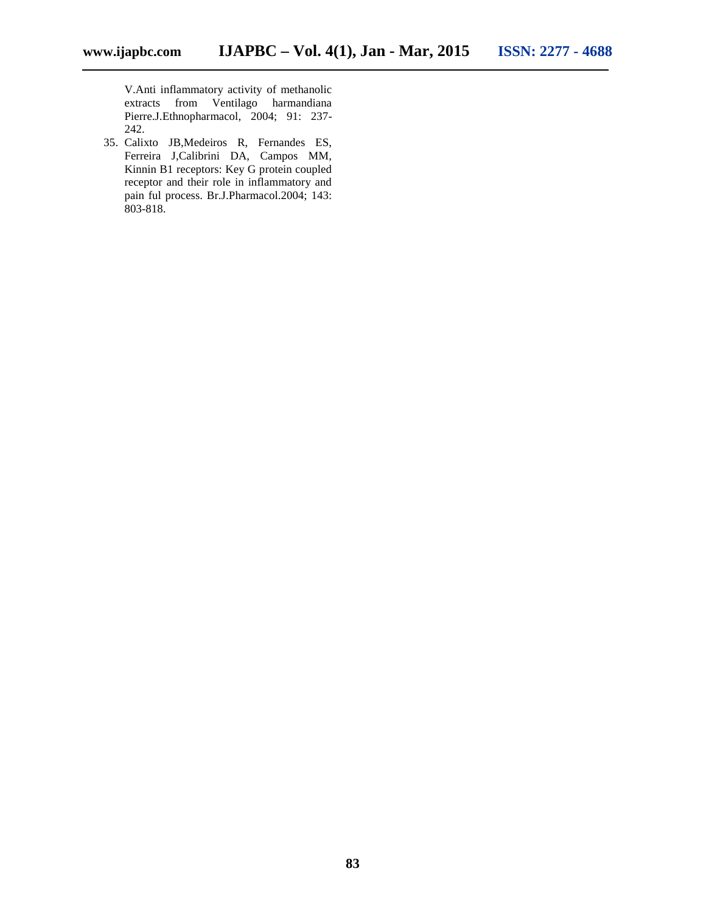V.Anti inflammatory activity of methanolic extracts from Ventilago harmandiana Pierre.J.Ethnopharmacol, 2004; 91: 237-242.

35. Calixto JB,Medeiros R, Fernandes ES, Ferreira J,Calibrini DA, Campos MM, Kinnin B1 receptors: Key G protein coupled receptor and their role in inflammatory and pain ful process. Br.J.Pharmacol.2004; 143: 803-818.